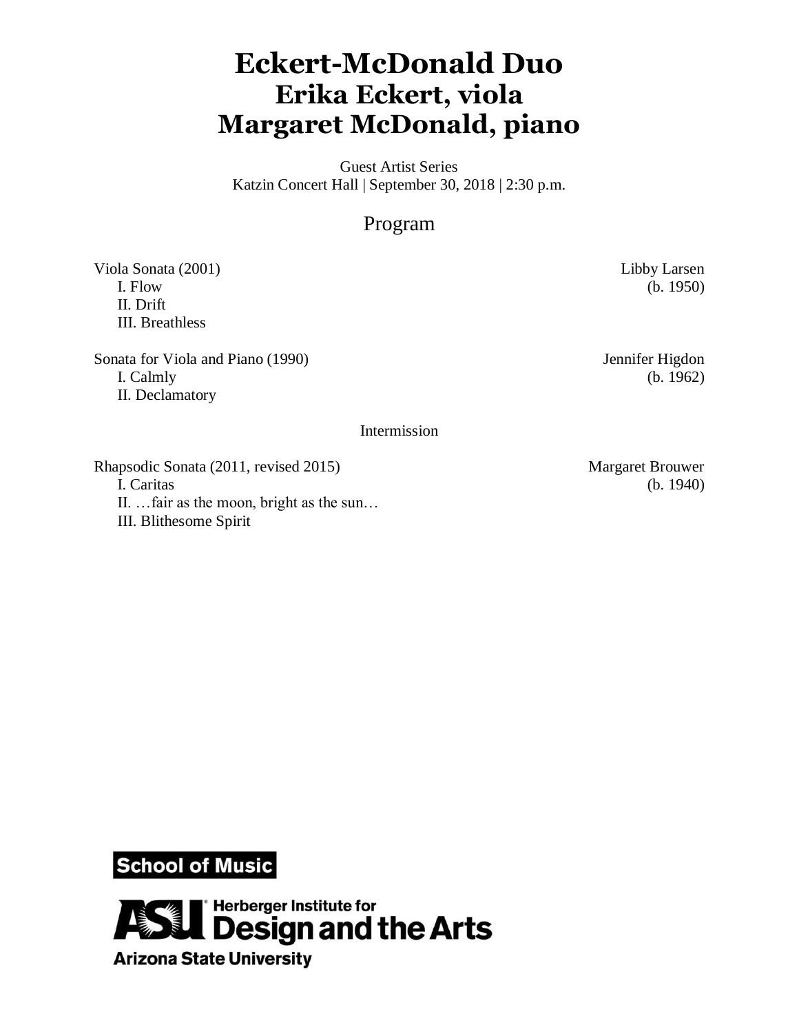# Eckert-McDonald Duo
# Erika Eckert, viola
# Margaret McDonald, piano

Guest Artist Series
Katzin Concert Hall | September 30, 2018 | 2:30 p.m.

## Program

Viola Sonata (2001) — Libby Larsen (b. 1950)
- I. Flow
- II. Drift
- III. Breathless

Sonata for Viola and Piano (1990) — Jennifer Higdon (b. 1962)
- I. Calmly
- II. Declamatory

Intermission

Rhapsodic Sonata (2011, revised 2015) — Margaret Brouwer (b. 1940)
- I. Caritas
- II. …fair as the moon, bright as the sun…
- III. Blithesome Spirit

School of Music

ASU Herberger Institute for Design and the Arts
Arizona State University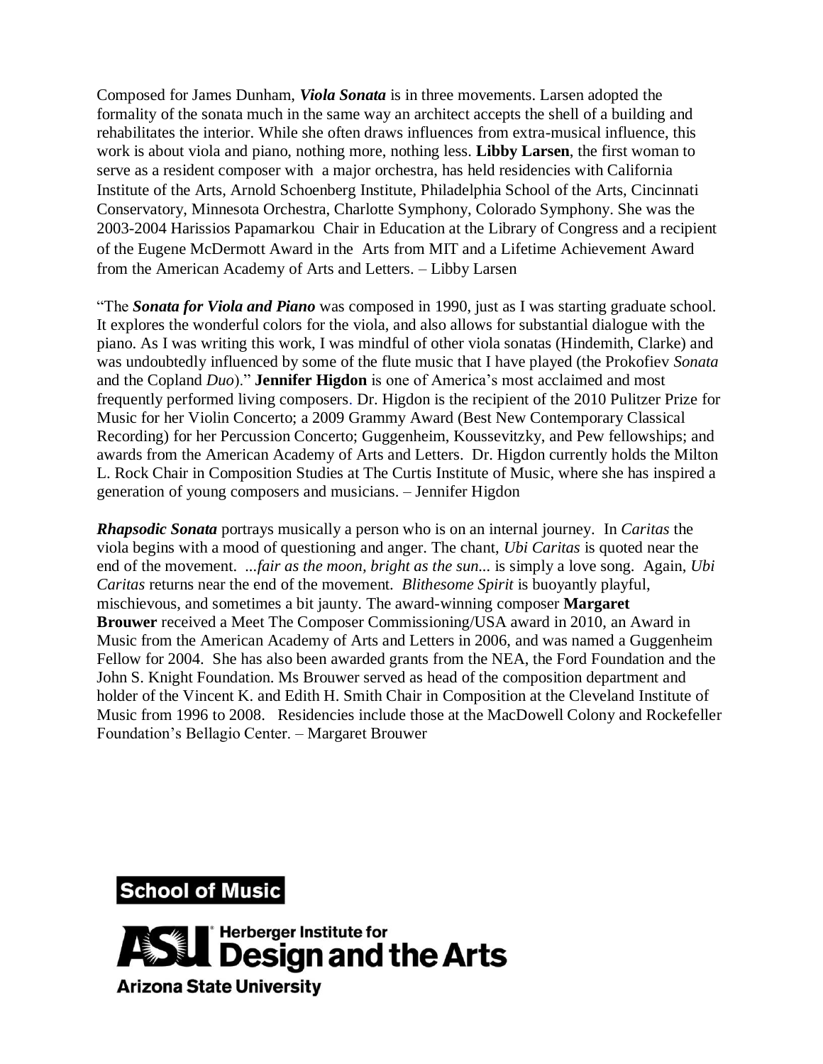Composed for James Dunham, ***Viola Sonata*** is in three movements. Larsen adopted the formality of the sonata much in the same way an architect accepts the shell of a building and rehabilitates the interior. While she often draws influences from extra-musical influence, this work is about viola and piano, nothing more, nothing less. **Libby Larsen**, the first woman to serve as a resident composer with a major orchestra, has held residencies with California Institute of the Arts, Arnold Schoenberg Institute, Philadelphia School of the Arts, Cincinnati Conservatory, Minnesota Orchestra, Charlotte Symphony, Colorado Symphony. She was the 2003-2004 Harissios Papamarkou Chair in Education at the Library of Congress and a recipient of the Eugene McDermott Award in the Arts from MIT and a Lifetime Achievement Award from the American Academy of Arts and Letters. – Libby Larsen

"The ***Sonata for Viola and Piano*** was composed in 1990, just as I was starting graduate school. It explores the wonderful colors for the viola, and also allows for substantial dialogue with the piano. As I was writing this work, I was mindful of other viola sonatas (Hindemith, Clarke) and was undoubtedly influenced by some of the flute music that I have played (the Prokofiev *Sonata* and the Copland *Duo*)." **Jennifer Higdon** is one of America's most acclaimed and most frequently performed living composers. Dr. Higdon is the recipient of the 2010 Pulitzer Prize for Music for her Violin Concerto; a 2009 Grammy Award (Best New Contemporary Classical Recording) for her Percussion Concerto; Guggenheim, Koussevitzky, and Pew fellowships; and awards from the American Academy of Arts and Letters. Dr. Higdon currently holds the Milton L. Rock Chair in Composition Studies at The Curtis Institute of Music, where she has inspired a generation of young composers and musicians. – Jennifer Higdon

***Rhapsodic Sonata*** portrays musically a person who is on an internal journey. In *Caritas* the viola begins with a mood of questioning and anger. The chant, *Ubi Caritas* is quoted near the end of the movement. *...fair as the moon, bright as the sun...* is simply a love song. Again, *Ubi Caritas* returns near the end of the movement. *Blithesome Spirit* is buoyantly playful, mischievous, and sometimes a bit jaunty. The award-winning composer **Margaret Brouwer** received a Meet The Composer Commissioning/USA award in 2010, an Award in Music from the American Academy of Arts and Letters in 2006, and was named a Guggenheim Fellow for 2004. She has also been awarded grants from the NEA, the Ford Foundation and the John S. Knight Foundation. Ms Brouwer served as head of the composition department and holder of the Vincent K. and Edith H. Smith Chair in Composition at the Cleveland Institute of Music from 1996 to 2008. Residencies include those at the MacDowell Colony and Rockefeller Foundation's Bellagio Center. – Margaret Brouwer

**School of Music**

**ASU Herberger Institute for Design and the Arts**

**Arizona State University**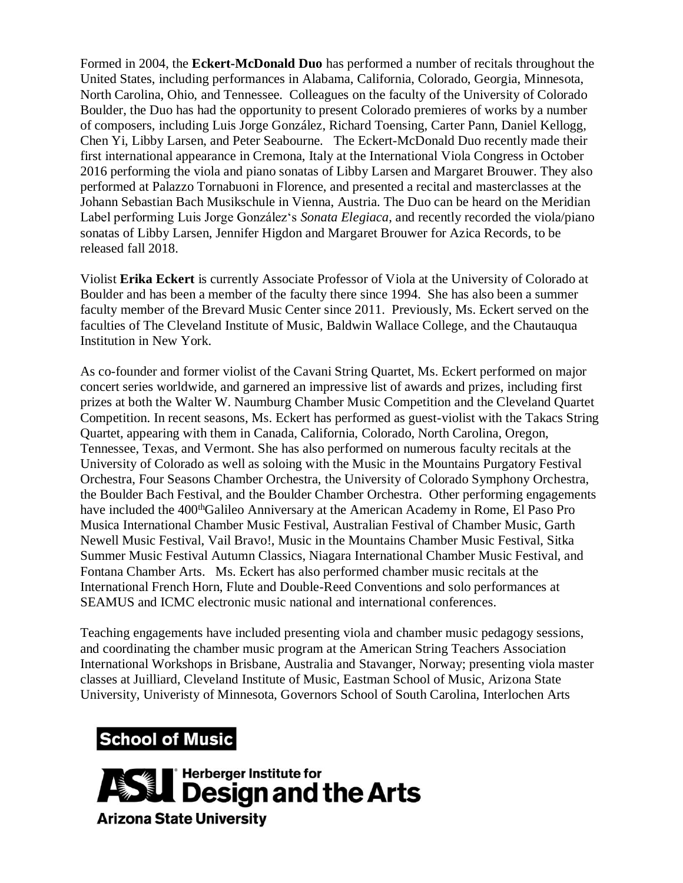Formed in 2004, the **Eckert-McDonald Duo** has performed a number of recitals throughout the United States, including performances in Alabama, California, Colorado, Georgia, Minnesota, North Carolina, Ohio, and Tennessee. Colleagues on the faculty of the University of Colorado Boulder, the Duo has had the opportunity to present Colorado premieres of works by a number of composers, including Luis Jorge González, Richard Toensing, Carter Pann, Daniel Kellogg, Chen Yi, Libby Larsen, and Peter Seabourne. The Eckert-McDonald Duo recently made their first international appearance in Cremona, Italy at the International Viola Congress in October 2016 performing the viola and piano sonatas of Libby Larsen and Margaret Brouwer. They also performed at Palazzo Tornabuoni in Florence, and presented a recital and masterclasses at the Johann Sebastian Bach Musikschule in Vienna, Austria. The Duo can be heard on the Meridian Label performing Luis Jorge González's *Sonata Elegiaca*, and recently recorded the viola/piano sonatas of Libby Larsen, Jennifer Higdon and Margaret Brouwer for Azica Records, to be released fall 2018.

Violist **Erika Eckert** is currently Associate Professor of Viola at the University of Colorado at Boulder and has been a member of the faculty there since 1994. She has also been a summer faculty member of the Brevard Music Center since 2011. Previously, Ms. Eckert served on the faculties of The Cleveland Institute of Music, Baldwin Wallace College, and the Chautauqua Institution in New York.

As co-founder and former violist of the Cavani String Quartet, Ms. Eckert performed on major concert series worldwide, and garnered an impressive list of awards and prizes, including first prizes at both the Walter W. Naumburg Chamber Music Competition and the Cleveland Quartet Competition. In recent seasons, Ms. Eckert has performed as guest-violist with the Takacs String Quartet, appearing with them in Canada, California, Colorado, North Carolina, Oregon, Tennessee, Texas, and Vermont. She has also performed on numerous faculty recitals at the University of Colorado as well as soloing with the Music in the Mountains Purgatory Festival Orchestra, Four Seasons Chamber Orchestra, the University of Colorado Symphony Orchestra, the Boulder Bach Festival, and the Boulder Chamber Orchestra. Other performing engagements have included the 400thGalileo Anniversary at the American Academy in Rome, El Paso Pro Musica International Chamber Music Festival, Australian Festival of Chamber Music, Garth Newell Music Festival, Vail Bravo!, Music in the Mountains Chamber Music Festival, Sitka Summer Music Festival Autumn Classics, Niagara International Chamber Music Festival, and Fontana Chamber Arts. Ms. Eckert has also performed chamber music recitals at the International French Horn, Flute and Double-Reed Conventions and solo performances at SEAMUS and ICMC electronic music national and international conferences.

Teaching engagements have included presenting viola and chamber music pedagogy sessions, and coordinating the chamber music program at the American String Teachers Association International Workshops in Brisbane, Australia and Stavanger, Norway; presenting viola master classes at Juilliard, Cleveland Institute of Music, Eastman School of Music, Arizona State University, Univeristy of Minnesota, Governors School of South Carolina, Interlochen Arts

**School of Music**

**ASU Herberger Institute for Design and the Arts**

**Arizona State University**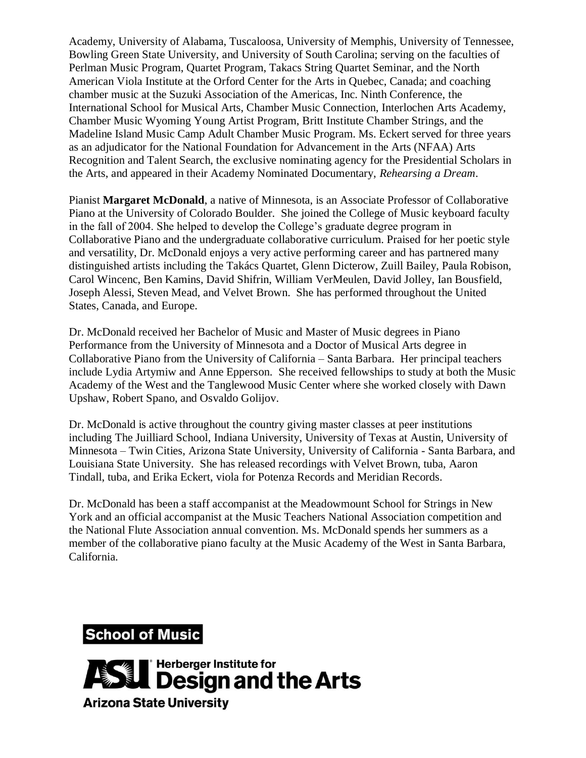Academy, University of Alabama, Tuscaloosa, University of Memphis, University of Tennessee, Bowling Green State University, and University of South Carolina; serving on the faculties of Perlman Music Program, Quartet Program, Takacs String Quartet Seminar, and the North American Viola Institute at the Orford Center for the Arts in Quebec, Canada; and coaching chamber music at the Suzuki Association of the Americas, Inc. Ninth Conference, the International School for Musical Arts, Chamber Music Connection, Interlochen Arts Academy, Chamber Music Wyoming Young Artist Program, Britt Institute Chamber Strings, and the Madeline Island Music Camp Adult Chamber Music Program. Ms. Eckert served for three years as an adjudicator for the National Foundation for Advancement in the Arts (NFAA) Arts Recognition and Talent Search, the exclusive nominating agency for the Presidential Scholars in the Arts, and appeared in their Academy Nominated Documentary, *Rehearsing a Dream*.

Pianist **Margaret McDonald**, a native of Minnesota, is an Associate Professor of Collaborative Piano at the University of Colorado Boulder. She joined the College of Music keyboard faculty in the fall of 2004. She helped to develop the College's graduate degree program in Collaborative Piano and the undergraduate collaborative curriculum. Praised for her poetic style and versatility, Dr. McDonald enjoys a very active performing career and has partnered many distinguished artists including the Takács Quartet, Glenn Dicterow, Zuill Bailey, Paula Robison, Carol Wincenc, Ben Kamins, David Shifrin, William VerMeulen, David Jolley, Ian Bousfield, Joseph Alessi, Steven Mead, and Velvet Brown. She has performed throughout the United States, Canada, and Europe.

Dr. McDonald received her Bachelor of Music and Master of Music degrees in Piano Performance from the University of Minnesota and a Doctor of Musical Arts degree in Collaborative Piano from the University of California – Santa Barbara. Her principal teachers include Lydia Artymiw and Anne Epperson. She received fellowships to study at both the Music Academy of the West and the Tanglewood Music Center where she worked closely with Dawn Upshaw, Robert Spano, and Osvaldo Golijov.

Dr. McDonald is active throughout the country giving master classes at peer institutions including The Juilliard School, Indiana University, University of Texas at Austin, University of Minnesota – Twin Cities, Arizona State University, University of California - Santa Barbara, and Louisiana State University. She has released recordings with Velvet Brown, tuba, Aaron Tindall, tuba, and Erika Eckert, viola for Potenza Records and Meridian Records.

Dr. McDonald has been a staff accompanist at the Meadowmount School for Strings in New York and an official accompanist at the Music Teachers National Association competition and the National Flute Association annual convention. Ms. McDonald spends her summers as a member of the collaborative piano faculty at the Music Academy of the West in Santa Barbara, California.

**School of Music**

**ASU Herberger Institute for Design and the Arts**

**Arizona State University**